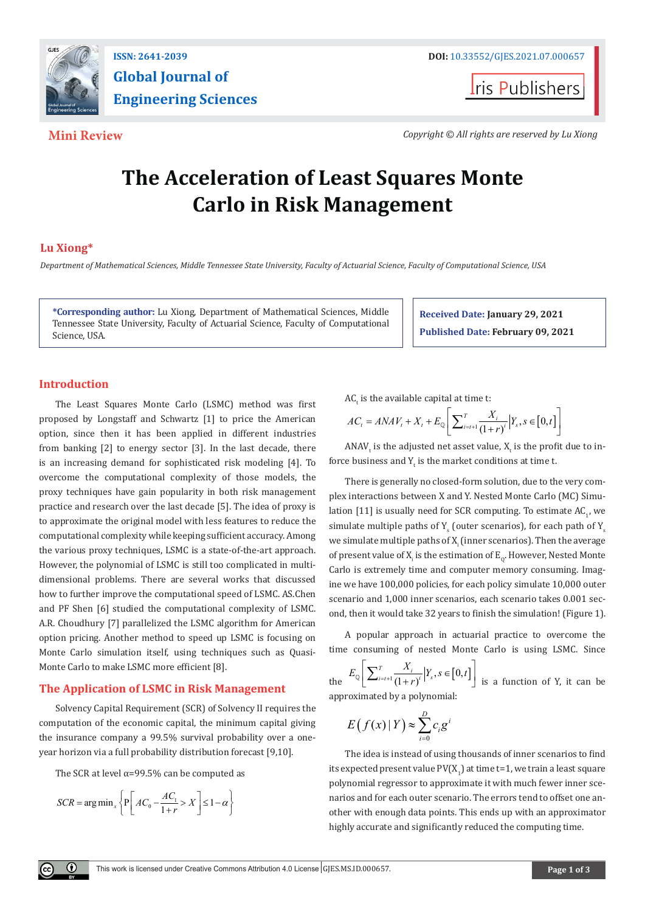ISSN: 2641-2039

# Global Journal of Engineering Sciences

DOI: 10.33552/GJES.2021.07.000657

Iris Publishers

**Mini Review**

*Copyright © All rights are reserved by Lu Xiong*

# The Acceleration of Least Squares Monte Carlo in Risk Management

**Lu Xiong***

*Department of Mathematical Sciences, Middle Tennessee State University, Faculty of Actuarial Science, Faculty of Computational Science, USA*

**\*Corresponding author:** Lu Xiong, Department of Mathematical Sciences, Middle Tennessee State University, Faculty of Actuarial Science, Faculty of Computational Science, USA.

**Received Date: January 29, 2021**

**Published Date: February 09, 2021**

## Introduction

The Least Squares Monte Carlo (LSMC) method was first proposed by Longstaff and Schwartz [1] to price the American option, since then it has been applied in different industries from banking [2] to energy sector [3]. In the last decade, there is an increasing demand for sophisticated risk modeling [4]. To overcome the computational complexity of those models, the proxy techniques have gain popularity in both risk management practice and research over the last decade [5]. The idea of proxy is to approximate the original model with less features to reduce the computational complexity while keeping sufficient accuracy. Among the various proxy techniques, LSMC is a state-of-the-art approach. However, the polynomial of LSMC is still too complicated in multi-dimensional problems. There are several works that discussed how to further improve the computational speed of LSMC. AS.Chen and PF Shen [6] studied the computational complexity of LSMC. A.R. Choudhury [7] parallelized the LSMC algorithm for American option pricing. Another method to speed up LSMC is focusing on Monte Carlo simulation itself, using techniques such as Quasi-Monte Carlo to make LSMC more efficient [8].

## The Application of LSMC in Risk Management

Solvency Capital Requirement (SCR) of Solvency II requires the computation of the economic capital, the minimum capital giving the insurance company a 99.5% survival probability over a one-year horizon via a full probability distribution forecast [9,10].

The SCR at level α=99.5% can be computed as

$$SCR = \arg\min_x \left\{ \mathrm{P}\left[ AC_0 - \frac{AC_1}{1+r} > X \right] \le 1-\alpha \right\}$$

$AC_t$ is the available capital at time t:

$$AC_t = ANAV_t + X_t + E_{\mathbb{Q}}\left[ \sum_{i=t+1}^{T} \frac{X_i}{(1+r)^i} \middle| Y_s, s \in [0,t] \right]$$

$ANAV_t$ is the adjusted net asset value, $X_t$ is the profit due to in-force business and $Y_t$ is the market conditions at time t.

There is generally no closed-form solution, due to the very complex interactions between X and Y. Nested Monte Carlo (MC) Simulation [11] is usually need for SCR computing. To estimate $AC_1$, we simulate multiple paths of $Y_s$ (outer scenarios), for each path of $Y_s$ we simulate multiple paths of $X_i$ (inner scenarios). Then the average of present value of $X_i$ is the estimation of $E_{\mathbb{Q}}$. However, Nested Monte Carlo is extremely time and computer memory consuming. Imagine we have 100,000 policies, for each policy simulate 10,000 outer scenario and 1,000 inner scenarios, each scenario takes 0.001 second, then it would take 32 years to finish the simulation! (Figure 1).

A popular approach in actuarial practice to overcome the time consuming of nested Monte Carlo is using LSMC. Since the $E_{\mathbb{Q}}\left[ \sum_{i=t+1}^{T} \frac{X_i}{(1+r)^i} \middle| Y_s, s \in [0,t] \right]$ is a function of Y, it can be approximated by a polynomial:

$$E\left( f(x) \mid Y \right) \approx \sum_{i=0}^{D} c_i g^i$$

The idea is instead of using thousands of inner scenarios to find its expected present value $PV(X_1)$ at time t=1, we train a least square polynomial regressor to approximate it with much fewer inner scenarios and for each outer scenario. The errors tend to offset one another with enough data points. This ends up with an approximator highly accurate and significantly reduced the computing time.

This work is licensed under Creative Commons Attribution 4.0 License GJES.MS.ID.000657.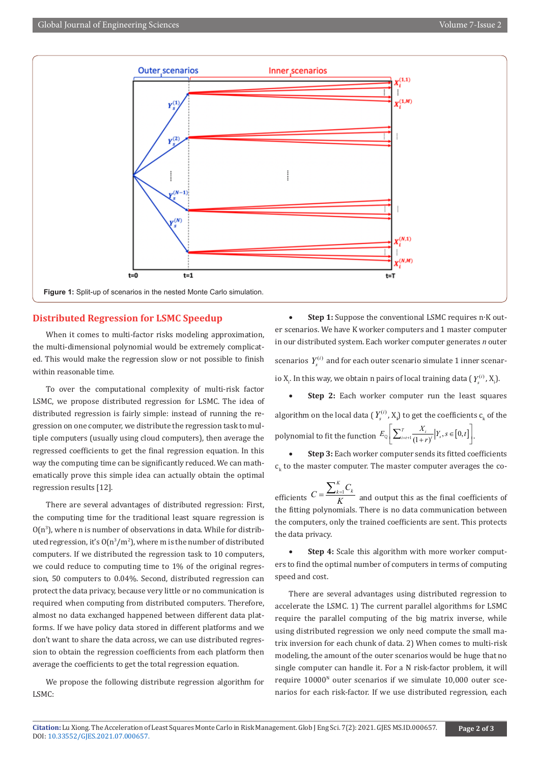Figure 1: Split-up of scenarios in the nested Monte Carlo simulation.

## Distributed Regression for LSMC Speedup

When it comes to multi-factor risks modeling approximation, the multi-dimensional polynomial would be extremely complicated. This would make the regression slow or not possible to finish within reasonable time.

To over the computational complexity of multi-risk factor LSMC, we propose distributed regression for LSMC. The idea of distributed regression is fairly simple: instead of running the regression on one computer, we distribute the regression task to multiple computers (usually using cloud computers), then average the regressed coefficients to get the final regression equation. In this way the computing time can be significantly reduced. We can mathematically prove this simple idea can actually obtain the optimal regression results [12].

There are several advantages of distributed regression: First, the computing time for the traditional least square regression is $O(n^3)$, where n is number of observations in data. While for distributed regression, it's $O(n^3/m^2)$, where m is the number of distributed computers. If we distributed the regression task to 10 computers, we could reduce to computing time to 1% of the original regression, 50 computers to 0.04%. Second, distributed regression can protect the data privacy, because very little or no communication is required when computing from distributed computers. Therefore, almost no data exchanged happened between different data platforms. If we have policy data stored in different platforms and we don't want to share the data across, we can use distributed regression to obtain the regression coefficients from each platform then average the coefficients to get the total regression equation.

We propose the following distribute regression algorithm for LSMC:

- **Step 1:** Suppose the conventional LSMC requires n·K outer scenarios. We have K worker computers and 1 master computer in our distributed system. Each worker computer generates *n* outer scenarios $Y_s^{(i)}$ and for each outer scenario simulate 1 inner scenario $X_i$. In this way, we obtain n pairs of local training data ( $Y_s^{(i)}$, $X_i$).
- **Step 2:** Each worker computer run the least squares algorithm on the local data ( $Y_s^{(i)}$, $X_i$) to get the coefficients $c_k$ of the polynomial to fit the function $E_{\mathbb{Q}}\left[\sum_{i=t+1}^{T}\frac{X_i}{(1+r)^i}\middle|Y_s, s\in[0,t]\right]$.
- **Step 3:** Each worker computer sends its fitted coefficients $c_k$ to the master computer. The master computer averages the coefficients $C=\frac{\sum_{k=1}^{K}C_k}{K}$ and output this as the final coefficients of the fitting polynomials. There is no data communication between the computers, only the trained coefficients are sent. This protects the data privacy.
- **Step 4:** Scale this algorithm with more worker computers to find the optimal number of computers in terms of computing speed and cost.

There are several advantages using distributed regression to accelerate the LSMC. 1) The current parallel algorithms for LSMC require the parallel computing of the big matrix inverse, while using distributed regression we only need compute the small matrix inversion for each chunk of data. 2) When comes to multi-risk modeling, the amount of the outer scenarios would be huge that no single computer can handle it. For a N risk-factor problem, it will require $10000^N$ outer scenarios if we simulate 10,000 outer scenarios for each risk-factor. If we use distributed regression, each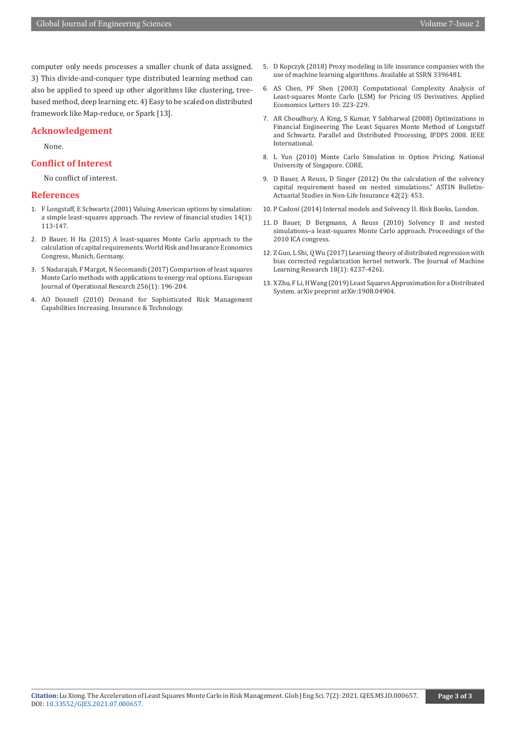computer only needs processes a smaller chunk of data assigned. 3) This divide-and-conquer type distributed learning method can also be applied to speed up other algorithms like clustering, tree-based method, deep learning etc. 4) Easy to be scaled on distributed framework like Map-reduce, or Spark [13].

## Acknowledgement

None.

## Conflict of Interest

No conflict of interest.

## References

1. F Longstaff, E Schwartz (2001) Valuing American options by simulation: a simple least-squares approach. The review of financial studies 14(1): 113-147.
2. D Bauer, H Ha (2015) A least-squares Monte Carlo approach to the calculation of capital requirements. World Risk and Insurance Economics Congress, Munich, Germany.
3. S Nadarajah, F Margot, N Secomandi (2017) Comparison of least squares Monte Carlo methods with applications to energy real options. European Journal of Operational Research 256(1): 196-204.
4. AO Donnell (2010) Demand for Sophisticated Risk Management Capabilities Increasing. Insurance & Technology.
5. D Kopczyk (2018) Proxy modeling in life insurance companies with the use of machine learning algorithms. Available at SSRN 3396481.
6. AS Chen, PF Shen (2003) Computational Complexity Analysis of Least-squares Monte Carlo (LSM) for Pricing US Derivatives. Applied Ecomomics Letters 10: 223-229.
7. AR Choudhury, A King, S Kumar, Y Sabharwal (2008) Optimizations in Financial Engineering The Least Squares Monte Method of Longstaff and Schwartz. Parallel and Distributed Processing, IPDPS 2008. IEEE International.
8. L Yun (2010) Monte Carlo Simulation in Option Pricing. National University of Singapore. CORE.
9. D Bauer, A Reuss, D Singer (2012) On the calculation of the solvency capital requirement based on nested simulations." ASTIN Bulletin-Actuarial Studies in Non-Life Insurance 42(2): 453.
10. P Cadoni (2014) Internal models and Solvency II. Risk Books, London.
11. D Bauer, D Bergmann, A Reuss (2010) Solvency II and nested simulations–a least-squares Monte Carlo approach. Proceedings of the 2010 ICA congress.
12. Z Guo, L Shi, Q Wu (2017) Learning theory of distributed regression with bias corrected regularization kernel network. The Journal of Machine Learning Research 18(1): 4237-4261.
13. X Zhu, F Li, H Wang (2019) Least Squares Approximation for a Distributed System. arXiv preprint arXiv:1908.04904.

**Citation:** Lu Xiong. The Acceleration of Least Squares Monte Carlo in Risk Management. Glob J Eng Sci. 7(2): 2021. GJES.MS.ID.000657. DOI: 10.33552/GJES.2021.07.000657.